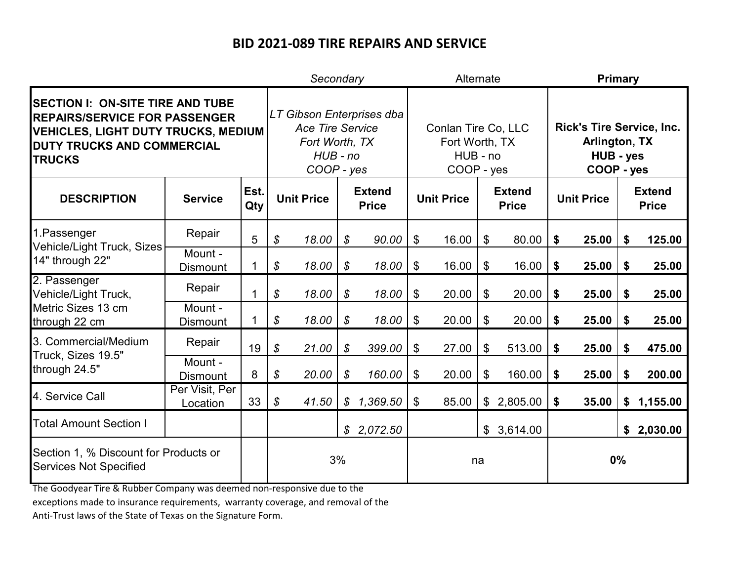# BID 2021-089 TIRE REPAIRS AND SERVICE

| SECTION I: ON-SITE TIRE AND TUBE REPAIRS/SERVICE FOR PASSENGER VEHICLES, LIGHT DUTY TRUCKS, MEDIUM DUTY TRUCKS AND COMMERCIAL TRUCKS | | | *Secondary* *LT Gibson Enterprises dba Ace Tire Service Fort Worth, TX HUB - no COOP - yes* | | Alternate Conlan Tire Co, LLC Fort Worth, TX HUB - no COOP - yes | | **Primary** **Rick's Tire Service, Inc. Arlington, TX HUB - yes COOP - yes** | |
|---|---|---|---|---|---|---|---|---|
| **DESCRIPTION** | **Service** | **Est. Qty** | **Unit Price** | **Extend Price** | **Unit Price** | **Extend Price** | **Unit Price** | **Extend Price** |
| 1.Passenger Vehicle/Light Truck, Sizes 14" through 22" | Repair | 5 | *$ 18.00* | *$ 90.00* | $ 16.00 | $ 80.00 | **$ 25.00** | **$ 125.00** |
| | Mount - Dismount | 1 | *$ 18.00* | *$ 18.00* | $ 16.00 | $ 16.00 | **$ 25.00** | **$ 25.00** |
| 2. Passenger Vehicle/Light Truck, Metric Sizes 13 cm through 22 cm | Repair | 1 | *$ 18.00* | *$ 18.00* | $ 20.00 | $ 20.00 | **$ 25.00** | **$ 25.00** |
| | Mount - Dismount | 1 | *$ 18.00* | *$ 18.00* | $ 20.00 | $ 20.00 | **$ 25.00** | **$ 25.00** |
| 3. Commercial/Medium Truck, Sizes 19.5" through 24.5" | Repair | 19 | *$ 21.00* | *$ 399.00* | $ 27.00 | $ 513.00 | **$ 25.00** | **$ 475.00** |
| | Mount - Dismount | 8 | *$ 20.00* | *$ 160.00* | $ 20.00 | $ 160.00 | **$ 25.00** | **$ 200.00** |
| 4. Service Call | Per Visit, Per Location | 33 | *$ 41.50* | *$ 1,369.50* | $ 85.00 | $ 2,805.00 | **$ 35.00** | **$ 1,155.00** |
| Total Amount Section I | | | | *$ 2,072.50* | | $ 3,614.00 | | **$ 2,030.00** |
| Section 1, % Discount for Products or Services Not Specified | | | 3% | | na | | **0%** | |

The Goodyear Tire & Rubber Company was deemed non-responsive due to the exceptions made to insurance requirements, warranty coverage, and removal of the Anti-Trust laws of the State of Texas on the Signature Form.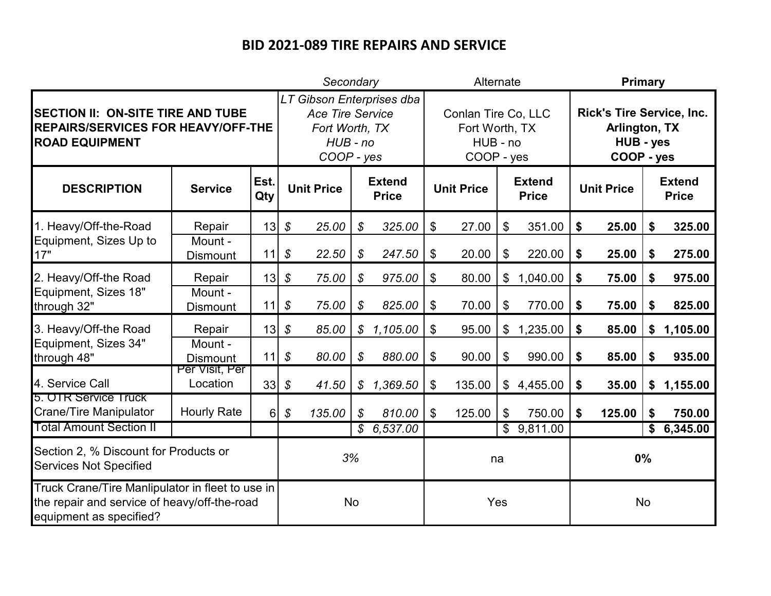# BID 2021-089 TIRE REPAIRS AND SERVICE

| | | | *Secondary* | | Alternate | | **Primary** | |
|---|---|---|---|---|---|---|---|---|
| **SECTION II: ON-SITE TIRE AND TUBE REPAIRS/SERVICES FOR HEAVY/OFF-THE ROAD EQUIPMENT** | | | *LT Gibson Enterprises dba Ace Tire Service Fort Worth, TX HUB - no COOP - yes* | | Conlan Tire Co, LLC Fort Worth, TX HUB - no COOP - yes | | **Rick's Tire Service, Inc. Arlington, TX HUB - yes COOP - yes** | |
| **DESCRIPTION** | **Service** | **Est. Qty** | **Unit Price** | **Extend Price** | **Unit Price** | **Extend Price** | **Unit Price** | **Extend Price** |
| 1. Heavy/Off-the-Road Equipment, Sizes Up to 17" | Repair | 13 | *$ 25.00* | *$ 325.00* | $ 27.00 | $ 351.00 | **$ 25.00** | **$ 325.00** |
| | Mount - Dismount | 11 | *$ 22.50* | *$ 247.50* | $ 20.00 | $ 220.00 | **$ 25.00** | **$ 275.00** |
| 2. Heavy/Off-the Road Equipment, Sizes 18" through 32" | Repair | 13 | *$ 75.00* | *$ 975.00* | $ 80.00 | $ 1,040.00 | **$ 75.00** | **$ 975.00** |
| | Mount - Dismount | 11 | *$ 75.00* | *$ 825.00* | $ 70.00 | $ 770.00 | **$ 75.00** | **$ 825.00** |
| 3. Heavy/Off-the Road Equipment, Sizes 34" through 48" | Repair | 13 | *$ 85.00* | *$ 1,105.00* | $ 95.00 | $ 1,235.00 | **$ 85.00** | **$ 1,105.00** |
| | Mount - Dismount | 11 | *$ 80.00* | *$ 880.00* | $ 90.00 | $ 990.00 | **$ 85.00** | **$ 935.00** |
| 4. Service Call | Per Visit, Per Location | 33 | *$ 41.50* | *$ 1,369.50* | $ 135.00 | $ 4,455.00 | **$ 35.00** | **$ 1,155.00** |
| 5. OTR Service Truck Crane/Tire Manipulator | Hourly Rate | 6 | *$ 135.00* | *$ 810.00* | $ 125.00 | $ 750.00 | **$ 125.00** | **$ 750.00** |
| Total Amount Section II | | | | *$ 6,537.00* | | $ 9,811.00 | | **$ 6,345.00** |
| Section 2, % Discount for Products or Services Not Specified | | | *3%* | | na | | **0%** | |
| Truck Crane/Tire Manlipulator in fleet to use in the repair and service of heavy/off-the-road equipment as specified? | | | No | | Yes | | No | |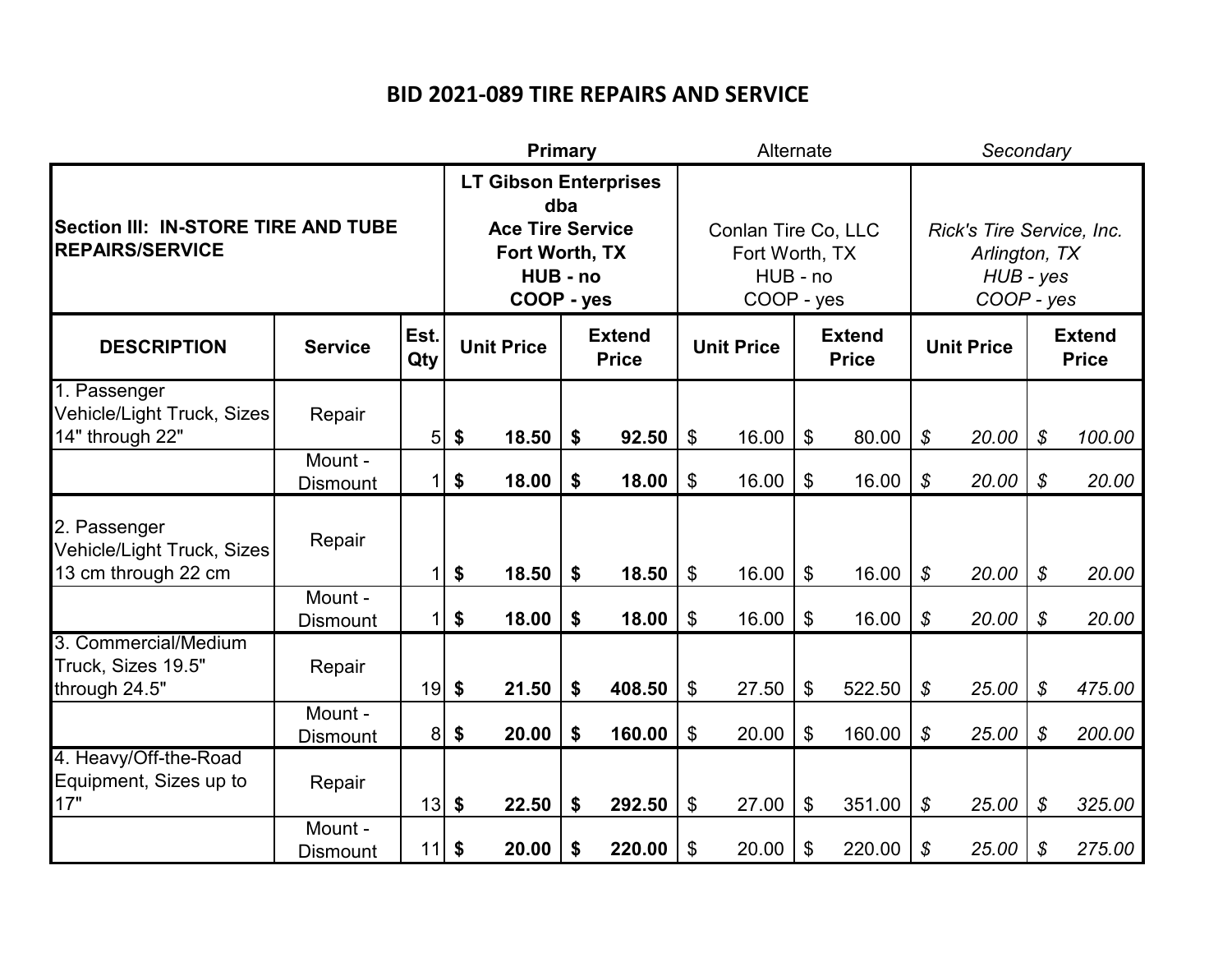# BID 2021-089 TIRE REPAIRS AND SERVICE

| | | | **Primary** | | Alternate | | *Secondary* | |
|---|---|---|---|---|---|---|---|---|
| **Section III: IN-STORE TIRE AND TUBE REPAIRS/SERVICE** | | | **LT Gibson Enterprises dba Ace Tire Service Fort Worth, TX HUB - no COOP - yes** | | Conlan Tire Co, LLC Fort Worth, TX HUB - no COOP - yes | | *Rick's Tire Service, Inc. Arlington, TX HUB - yes COOP - yes* | |
| **DESCRIPTION** | **Service** | **Est. Qty** | **Unit Price** | **Extend Price** | **Unit Price** | **Extend Price** | **Unit Price** | **Extend Price** |
| 1. Passenger Vehicle/Light Truck, Sizes 14" through 22" | Repair | 5 | **$ 18.50** | **$ 92.50** | $ 16.00 | $ 80.00 | *$ 20.00* | *$ 100.00* |
| | Mount - Dismount | 1 | **$ 18.00** | **$ 18.00** | $ 16.00 | $ 16.00 | *$ 20.00* | *$ 20.00* |
| 2. Passenger Vehicle/Light Truck, Sizes 13 cm through 22 cm | Repair | 1 | **$ 18.50** | **$ 18.50** | $ 16.00 | $ 16.00 | *$ 20.00* | *$ 20.00* |
| | Mount - Dismount | 1 | **$ 18.00** | **$ 18.00** | $ 16.00 | $ 16.00 | *$ 20.00* | *$ 20.00* |
| 3. Commercial/Medium Truck, Sizes 19.5" through 24.5" | Repair | 19 | **$ 21.50** | **$ 408.50** | $ 27.50 | $ 522.50 | *$ 25.00* | *$ 475.00* |
| | Mount - Dismount | 8 | **$ 20.00** | **$ 160.00** | $ 20.00 | $ 160.00 | *$ 25.00* | *$ 200.00* |
| 4. Heavy/Off-the-Road Equipment, Sizes up to 17" | Repair | 13 | **$ 22.50** | **$ 292.50** | $ 27.00 | $ 351.00 | *$ 25.00* | *$ 325.00* |
| | Mount - Dismount | 11 | **$ 20.00** | **$ 220.00** | $ 20.00 | $ 220.00 | *$ 25.00* | *$ 275.00* |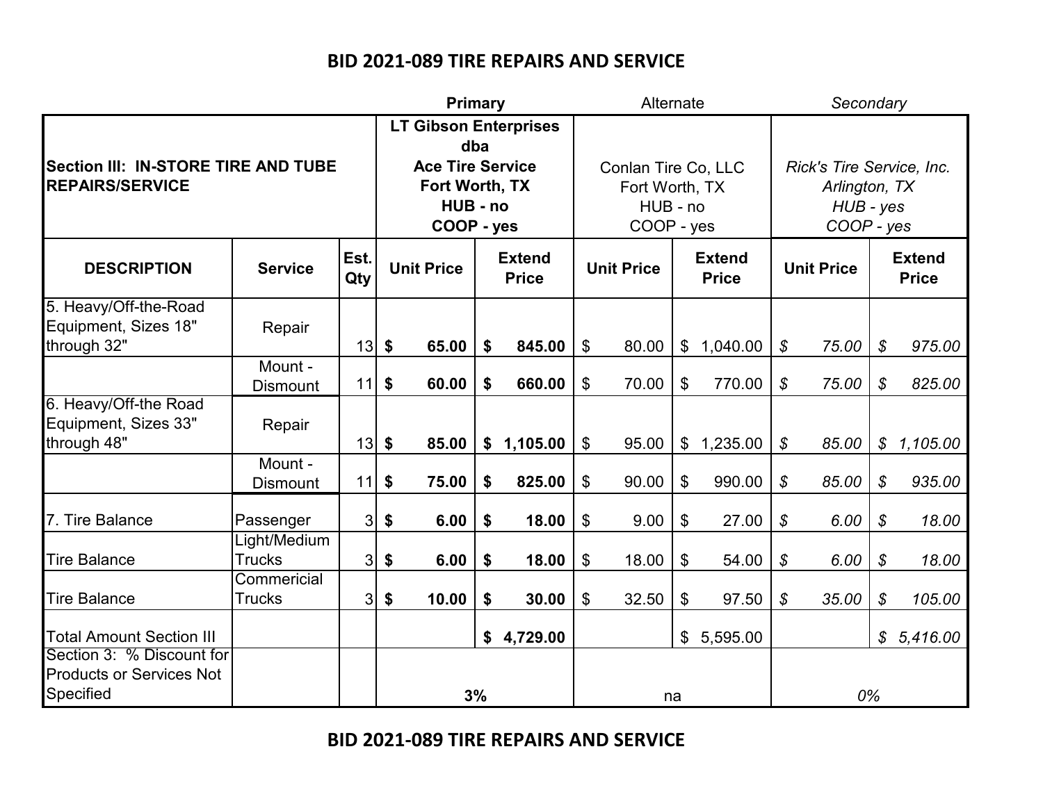# BID 2021-089 TIRE REPAIRS AND SERVICE

| | | | **Primary** | | Alternate | | *Secondary* | |
|---|---|---|---|---|---|---|---|---|
| **Section III: IN-STORE TIRE AND TUBE REPAIRS/SERVICE** | | | **LT Gibson Enterprises dba Ace Tire Service Fort Worth, TX HUB - no COOP - yes** | | Conlan Tire Co, LLC Fort Worth, TX HUB - no COOP - yes | | *Rick's Tire Service, Inc. Arlington, TX HUB - yes COOP - yes* | |
| **DESCRIPTION** | **Service** | **Est. Qty** | **Unit Price** | **Extend Price** | **Unit Price** | **Extend Price** | **Unit Price** | **Extend Price** |
| 5. Heavy/Off-the-Road Equipment, Sizes 18" through 32" | Repair | 13 | **$ 65.00** | **$ 845.00** | $ 80.00 | $ 1,040.00 | *$ 75.00* | *$ 975.00* |
| | Mount - Dismount | 11 | **$ 60.00** | **$ 660.00** | $ 70.00 | $ 770.00 | *$ 75.00* | *$ 825.00* |
| 6. Heavy/Off-the Road Equipment, Sizes 33" through 48" | Repair | 13 | **$ 85.00** | **$ 1,105.00** | $ 95.00 | $ 1,235.00 | *$ 85.00* | *$ 1,105.00* |
| | Mount - Dismount | 11 | **$ 75.00** | **$ 825.00** | $ 90.00 | $ 990.00 | *$ 85.00* | *$ 935.00* |
| 7. Tire Balance | Passenger | 3 | **$ 6.00** | **$ 18.00** | $ 9.00 | $ 27.00 | *$ 6.00* | *$ 18.00* |
| Tire Balance | Light/Medium Trucks | 3 | **$ 6.00** | **$ 18.00** | $ 18.00 | $ 54.00 | *$ 6.00* | *$ 18.00* |
| Tire Balance | Commericial Trucks | 3 | **$ 10.00** | **$ 30.00** | $ 32.50 | $ 97.50 | *$ 35.00* | *$ 105.00* |
| Total Amount Section III | | | | **$ 4,729.00** | | $ 5,595.00 | | *$ 5,416.00* |
| Section 3: % Discount for Products or Services Not Specified | | | **3%** | | na | | *0%* | |

# BID 2021-089 TIRE REPAIRS AND SERVICE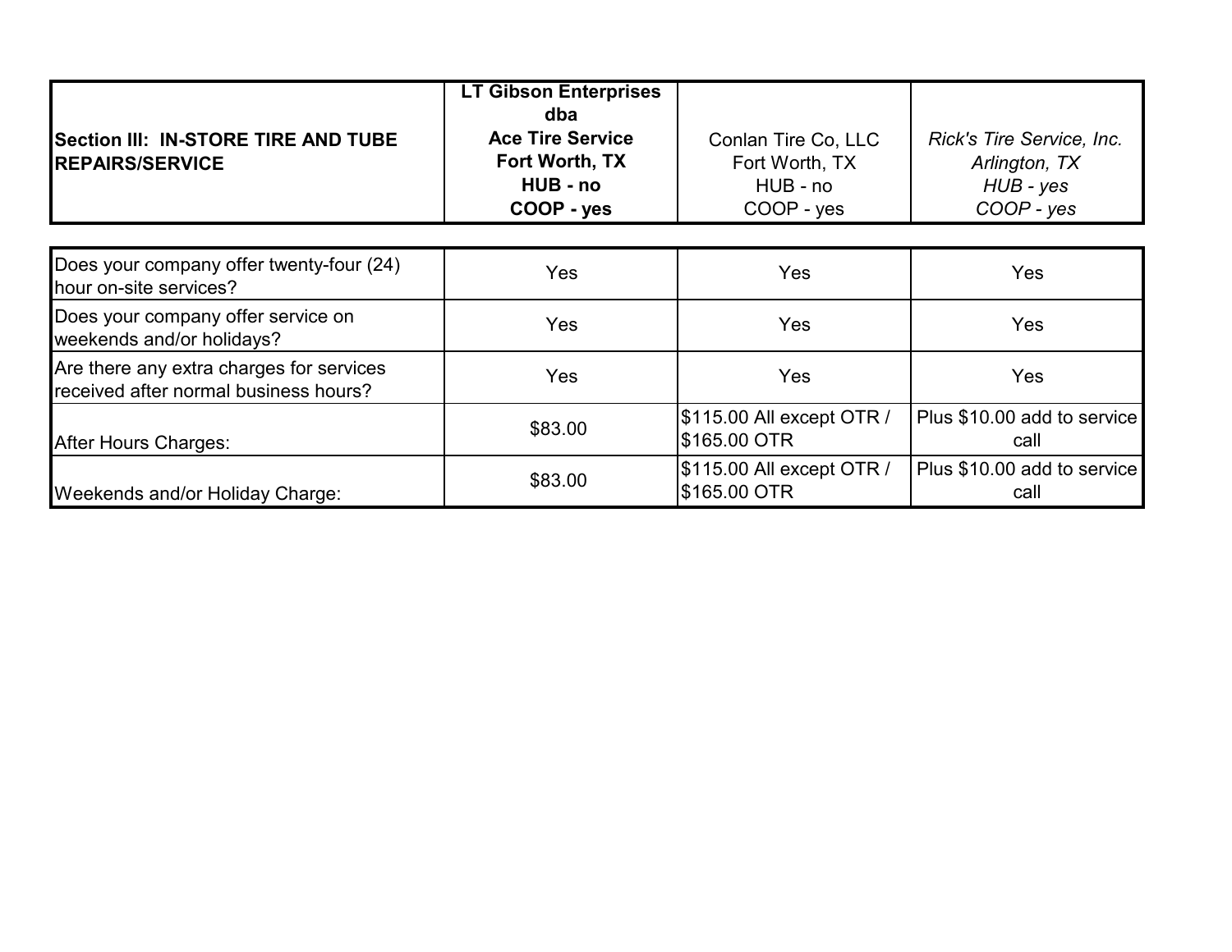| **Section III: IN-STORE TIRE AND TUBE REPAIRS/SERVICE** | **LT Gibson Enterprises dba Ace Tire Service Fort Worth, TX HUB - no COOP - yes** | Conlan Tire Co, LLC Fort Worth, TX HUB - no COOP - yes | *Rick's Tire Service, Inc. Arlington, TX HUB - yes COOP - yes* |
|---|---|---|---|
| Does your company offer twenty-four (24) hour on-site services? | Yes | Yes | Yes |
| Does your company offer service on weekends and/or holidays? | Yes | Yes | Yes |
| Are there any extra charges for services received after normal business hours? | Yes | Yes | Yes |
| After Hours Charges: | $83.00 | $115.00 All except OTR / $165.00 OTR | Plus $10.00 add to service call |
| Weekends and/or Holiday Charge: | $83.00 | $115.00 All except OTR / $165.00 OTR | Plus $10.00 add to service call |